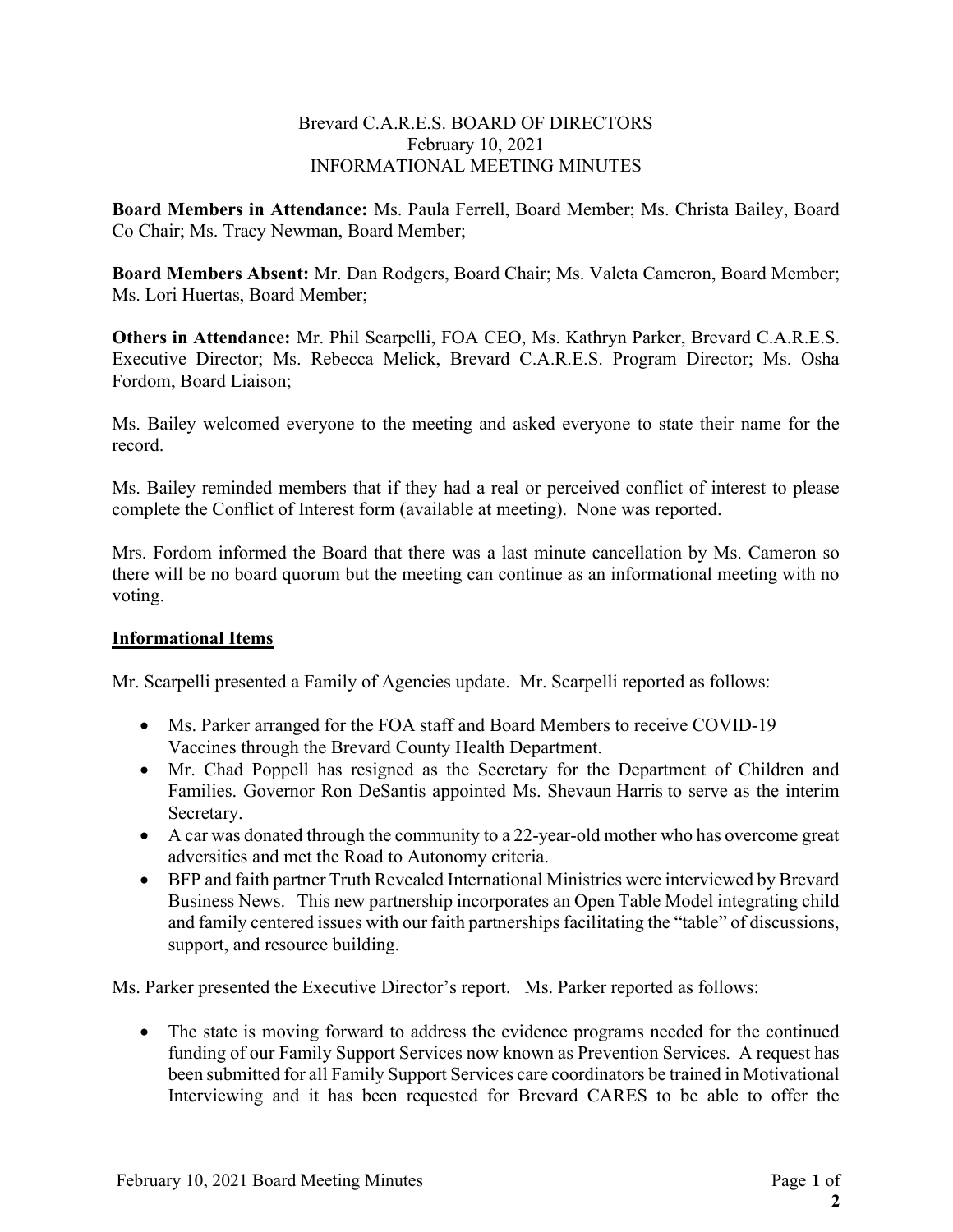Brevard C.A.R.E.S. BOARD OF DIRECTORS
February 10, 2021
INFORMATIONAL MEETING MINUTES

**Board Members in Attendance:** Ms. Paula Ferrell, Board Member; Ms. Christa Bailey, Board Co Chair; Ms. Tracy Newman, Board Member;

**Board Members Absent:** Mr. Dan Rodgers, Board Chair; Ms. Valeta Cameron, Board Member; Ms. Lori Huertas, Board Member;

**Others in Attendance:** Mr. Phil Scarpelli, FOA CEO, Ms. Kathryn Parker, Brevard C.A.R.E.S. Executive Director; Ms. Rebecca Melick, Brevard C.A.R.E.S. Program Director; Ms. Osha Fordom, Board Liaison;

Ms. Bailey welcomed everyone to the meeting and asked everyone to state their name for the record.

Ms. Bailey reminded members that if they had a real or perceived conflict of interest to please complete the Conflict of Interest form (available at meeting). None was reported.

Mrs. Fordom informed the Board that there was a last minute cancellation by Ms. Cameron so there will be no board quorum but the meeting can continue as an informational meeting with no voting.

## Informational Items

Mr. Scarpelli presented a Family of Agencies update. Mr. Scarpelli reported as follows:

- Ms. Parker arranged for the FOA staff and Board Members to receive COVID-19 Vaccines through the Brevard County Health Department.
- Mr. Chad Poppell has resigned as the Secretary for the Department of Children and Families. Governor Ron DeSantis appointed Ms. Shevaun Harris to serve as the interim Secretary.
- A car was donated through the community to a 22-year-old mother who has overcome great adversities and met the Road to Autonomy criteria.
- BFP and faith partner Truth Revealed International Ministries were interviewed by Brevard Business News. This new partnership incorporates an Open Table Model integrating child and family centered issues with our faith partnerships facilitating the "table" of discussions, support, and resource building.

Ms. Parker presented the Executive Director's report. Ms. Parker reported as follows:

- The state is moving forward to address the evidence programs needed for the continued funding of our Family Support Services now known as Prevention Services. A request has been submitted for all Family Support Services care coordinators be trained in Motivational Interviewing and it has been requested for Brevard CARES to be able to offer the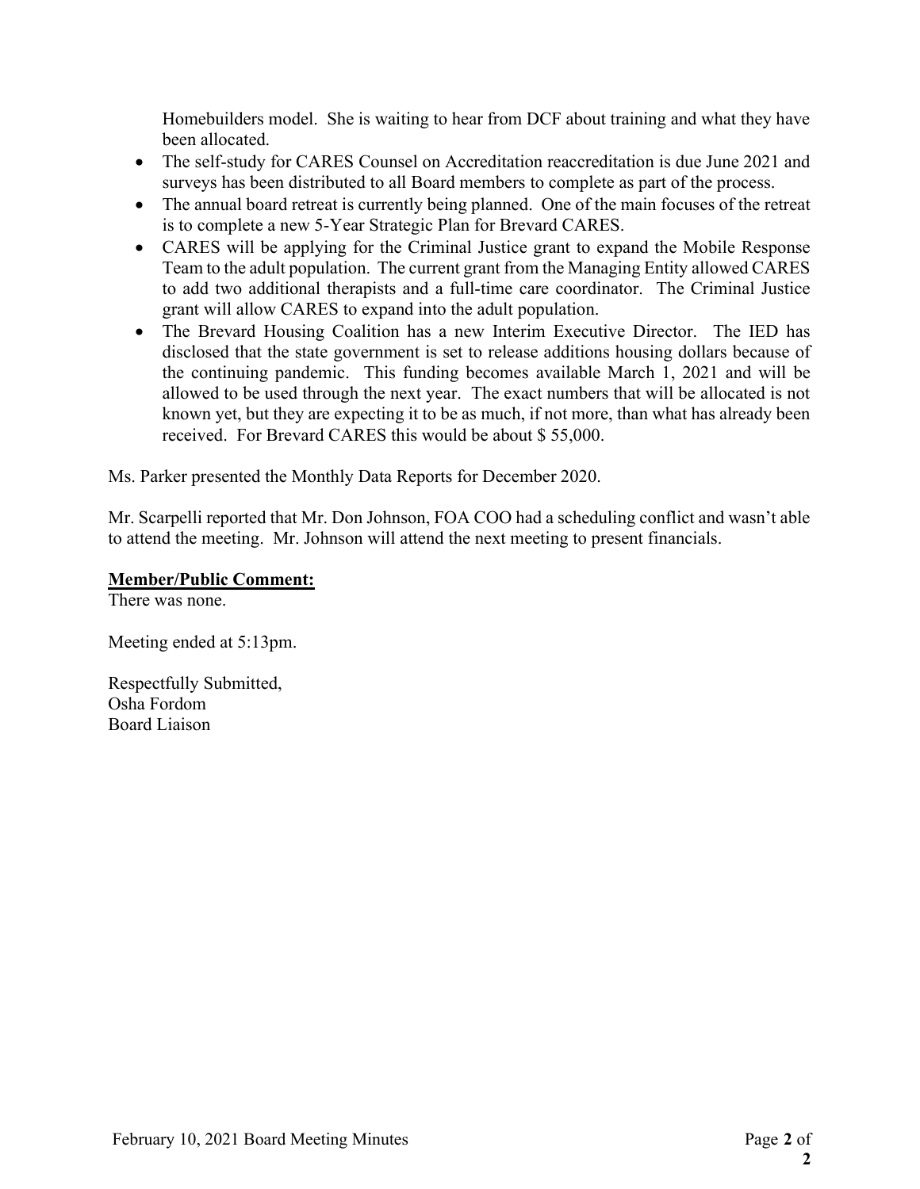Homebuilders model. She is waiting to hear from DCF about training and what they have been allocated.

- The self-study for CARES Counsel on Accreditation reaccreditation is due June 2021 and surveys has been distributed to all Board members to complete as part of the process.
- The annual board retreat is currently being planned. One of the main focuses of the retreat is to complete a new 5-Year Strategic Plan for Brevard CARES.
- CARES will be applying for the Criminal Justice grant to expand the Mobile Response Team to the adult population. The current grant from the Managing Entity allowed CARES to add two additional therapists and a full-time care coordinator. The Criminal Justice grant will allow CARES to expand into the adult population.
- The Brevard Housing Coalition has a new Interim Executive Director. The IED has disclosed that the state government is set to release additions housing dollars because of the continuing pandemic. This funding becomes available March 1, 2021 and will be allowed to be used through the next year. The exact numbers that will be allocated is not known yet, but they are expecting it to be as much, if not more, than what has already been received. For Brevard CARES this would be about $ 55,000.

Ms. Parker presented the Monthly Data Reports for December 2020.

Mr. Scarpelli reported that Mr. Don Johnson, FOA COO had a scheduling conflict and wasn't able to attend the meeting. Mr. Johnson will attend the next meeting to present financials.

**Member/Public Comment:**

There was none.

Meeting ended at 5:13pm.

Respectfully Submitted,
Osha Fordom
Board Liaison